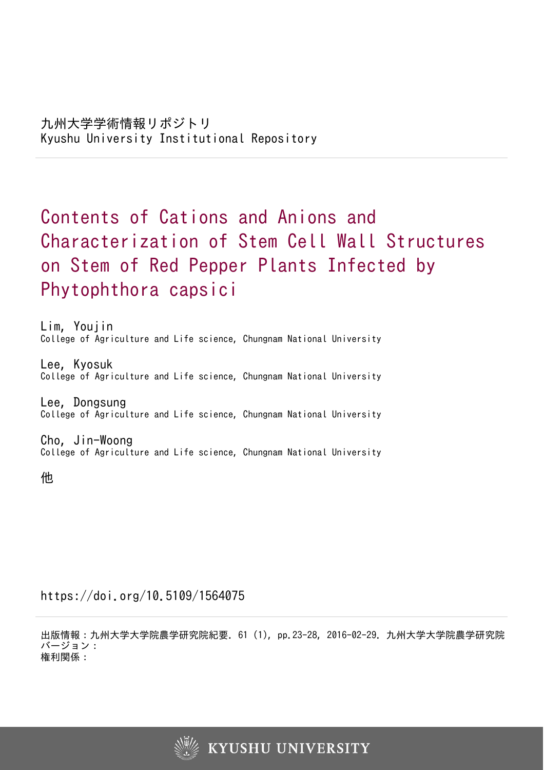九州大学学術情報リポジトリ
Kyushu University Institutional Repository

# Contents of Cations and Anions and Characterization of Stem Cell Wall Structures on Stem of Red Pepper Plants Infected by Phytophthora capsici

Lim, Youjin
College of Agriculture and Life science, Chungnam National University

Lee, Kyosuk
College of Agriculture and Life science, Chungnam National University

Lee, Dongsung
College of Agriculture and Life science, Chungnam National University

Cho, Jin-Woong
College of Agriculture and Life science, Chungnam National University

他

https://doi.org/10.5109/1564075

出版情報：九州大学大学院農学研究院紀要. 61 (1), pp.23-28, 2016-02-29. 九州大学大学院農学研究院
バージョン：
権利関係：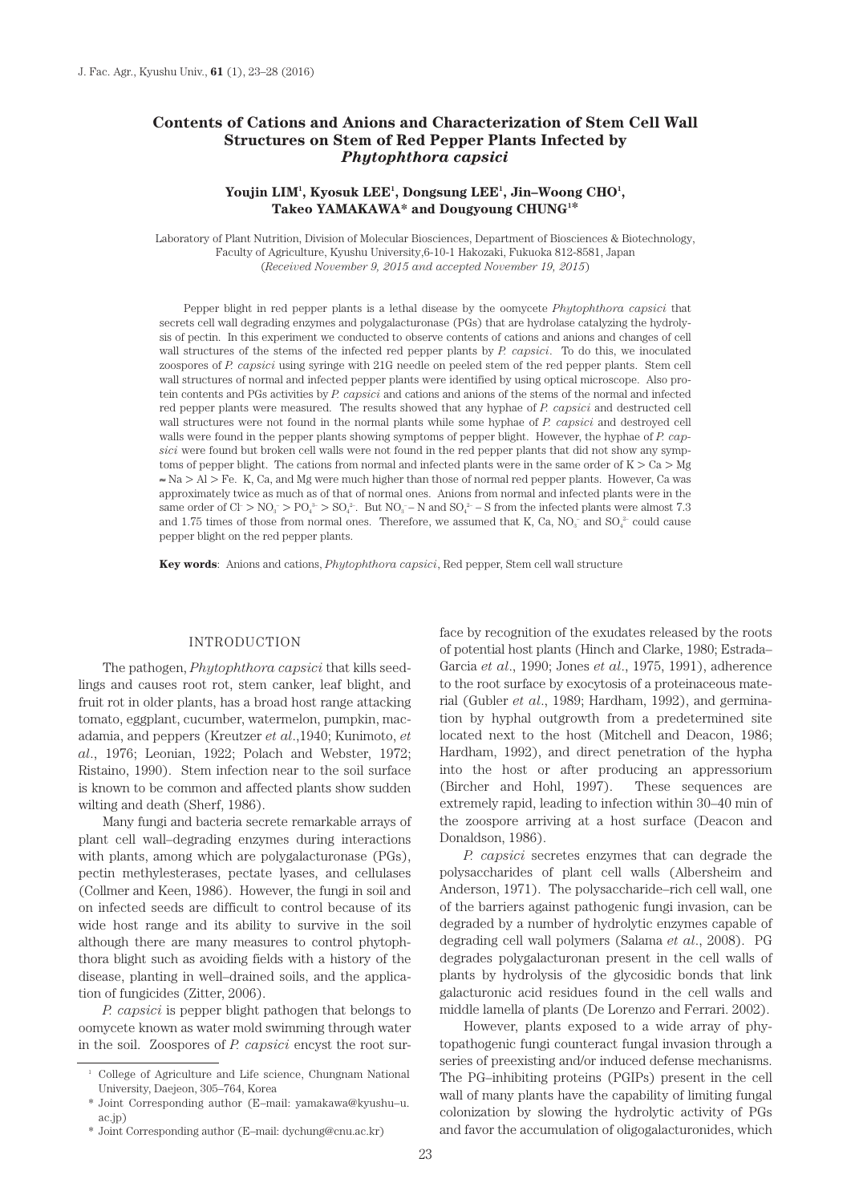# Contents of Cations and Anions and Characterization of Stem Cell Wall Structures on Stem of Red Pepper Plants Infected by *Phytophthora capsici*

**Youjin LIM[1], Kyosuk LEE[1], Dongsung LEE[1], Jin–Woong CHO[1], Takeo YAMAKAWA* and Dougyoung CHUNG[1]***

Laboratory of Plant Nutrition, Division of Molecular Biosciences, Department of Biosciences & Biotechnology, Faculty of Agriculture, Kyushu University, 6-10-1 Hakozaki, Fukuoka 812-8581, Japan

(*Received November 9, 2015 and accepted November 19, 2015*)

Pepper blight in red pepper plants is a lethal disease by the oomycete *Phytophthora capsici* that secrets cell wall degrading enzymes and polygalacturonase (PGs) that are hydrolase catalyzing the hydrolysis of pectin. In this experiment we conducted to observe contents of cations and anions and changes of cell wall structures of the stems of the infected red pepper plants by *P. capsici*. To do this, we inoculated zoospores of *P. capsici* using syringe with 21G needle on peeled stem of the red pepper plants. Stem cell wall structures of normal and infected pepper plants were identified by using optical microscope. Also protein contents and PGs activities by *P. capsici* and cations and anions of the stems of the normal and infected red pepper plants were measured. The results showed that any hyphae of *P. capsici* and destructed cell wall structures were not found in the normal plants while some hyphae of *P. capsici* and destroyed cell walls were found in the pepper plants showing symptoms of pepper blight. However, the hyphae of *P. capsici* were found but broken cell walls were not found in the red pepper plants that did not show any symptoms of pepper blight. The cations from normal and infected plants were in the same order of K > Ca > Mg ≈ Na > Al > Fe. K, Ca, and Mg were much higher than those of normal red pepper plants. However, Ca was approximately twice as much as of that of normal ones. Anions from normal and infected plants were in the same order of $Cl^- > NO_3^- > PO_4^{3-} > SO_4^{2-}$. But $NO_3^-$ – N and $SO_4^{2-}$ – S from the infected plants were almost 7.3 and 1.75 times of those from normal ones. Therefore, we assumed that K, Ca, $NO_3^-$ and $SO_4^{2-}$ could cause pepper blight on the red pepper plants.

**Key words**: Anions and cations, *Phytophthora capsici*, Red pepper, Stem cell wall structure

## INTRODUCTION

The pathogen, *Phytophthora capsici* that kills seedlings and causes root rot, stem canker, leaf blight, and fruit rot in older plants, has a broad host range attacking tomato, eggplant, cucumber, watermelon, pumpkin, macadamia, and peppers (Kreutzer *et al*.,1940; Kunimoto, *et al*., 1976; Leonian, 1922; Polach and Webster, 1972; Ristaino, 1990). Stem infection near to the soil surface is known to be common and affected plants show sudden wilting and death (Sherf, 1986).

Many fungi and bacteria secrete remarkable arrays of plant cell wall–degrading enzymes during interactions with plants, among which are polygalacturonase (PGs), pectin methylesterases, pectate lyases, and cellulases (Collmer and Keen, 1986). However, the fungi in soil and on infected seeds are difficult to control because of its wide host range and its ability to survive in the soil although there are many measures to control phytophthora blight such as avoiding fields with a history of the disease, planting in well–drained soils, and the application of fungicides (Zitter, 2006).

*P. capsici* is pepper blight pathogen that belongs to oomycete known as water mold swimming through water in the soil. Zoospores of *P. capsici* encyst the root surface by recognition of the exudates released by the roots of potential host plants (Hinch and Clarke, 1980; Estrada–Garcia *et al*., 1990; Jones *et al*., 1975, 1991), adherence to the root surface by exocytosis of a proteinaceous material (Gubler *et al*., 1989; Hardham, 1992), and germination by hyphal outgrowth from a predetermined site located next to the host (Mitchell and Deacon, 1986; Hardham, 1992), and direct penetration of the hypha into the host or after producing an appressorium (Bircher and Hohl, 1997). These sequences are extremely rapid, leading to infection within 30–40 min of the zoospore arriving at a host surface (Deacon and Donaldson, 1986).

*P. capsici* secretes enzymes that can degrade the polysaccharides of plant cell walls (Albersheim and Anderson, 1971). The polysaccharide–rich cell wall, one of the barriers against pathogenic fungi invasion, can be degraded by a number of hydrolytic enzymes capable of degrading cell wall polymers (Salama *et al*., 2008). PG degrades polygalacturonan present in the cell walls of plants by hydrolysis of the glycosidic bonds that link galacturonic acid residues found in the cell walls and middle lamella of plants (De Lorenzo and Ferrari. 2002).

However, plants exposed to a wide array of phytopathogenic fungi counteract fungal invasion through a series of preexisting and/or induced defense mechanisms. The PG–inhibiting proteins (PGIPs) present in the cell wall of many plants have the capability of limiting fungal colonization by slowing the hydrolytic activity of PGs and favor the accumulation of oligogalacturonides, which

---

[1] College of Agriculture and Life science, Chungnam National University, Daejeon, 305–764, Korea

\* Joint Corresponding author (E–mail: yamakawa@kyushu–u.ac.jp)

\* Joint Corresponding author (E–mail: dychung@cnu.ac.kr)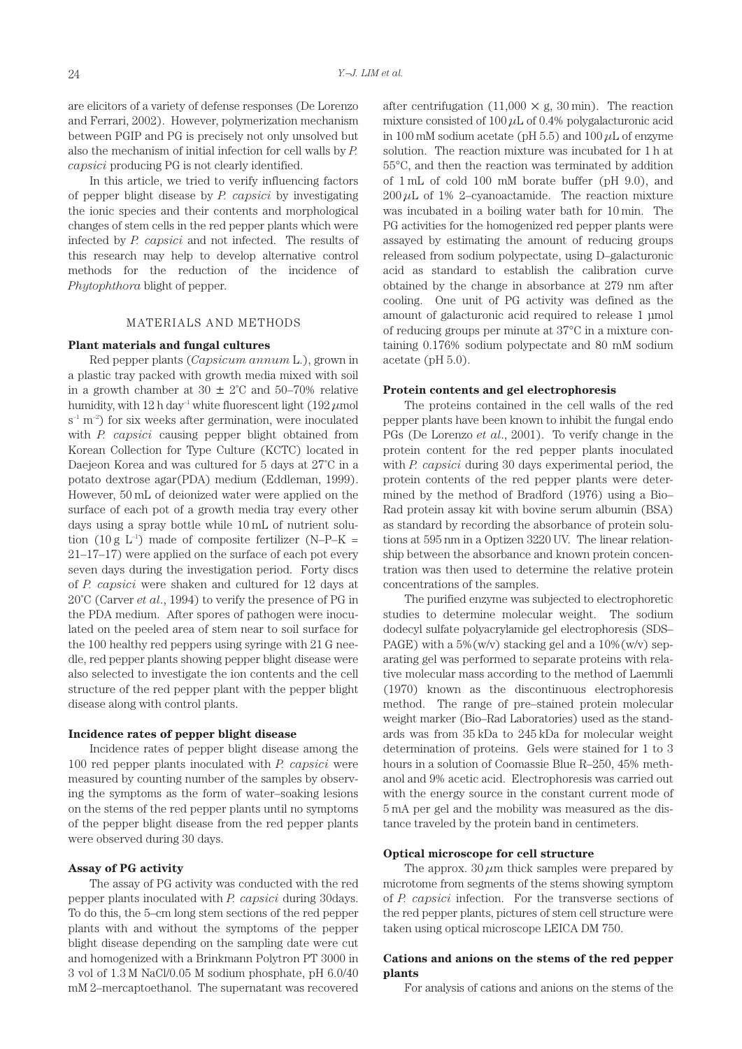are elicitors of a variety of defense responses (De Lorenzo and Ferrari, 2002). However, polymerization mechanism between PGIP and PG is precisely not only unsolved but also the mechanism of initial infection for cell walls by *P. capsici* producing PG is not clearly identified.

In this article, we tried to verify influencing factors of pepper blight disease by *P. capsici* by investigating the ionic species and their contents and morphological changes of stem cells in the red pepper plants which were infected by *P. capsici* and not infected. The results of this research may help to develop alternative control methods for the reduction of the incidence of *Phytophthora* blight of pepper.

## MATERIALS AND METHODS

### Plant materials and fungal cultures

Red pepper plants (*Capsicum annum* L.), grown in a plastic tray packed with growth media mixed with soil in a growth chamber at 30 ± 2˚C and 50–70% relative humidity, with 12 h $day^{-1}$ white fluorescent light (192 $\mu$mol $s^{-1}$ $m^{-2}$) for six weeks after germination, were inoculated with *P. capsici* causing pepper blight obtained from Korean Collection for Type Culture (KCTC) located in Daejeon Korea and was cultured for 5 days at 27˚C in a potato dextrose agar(PDA) medium (Eddleman, 1999). However, 50 mL of deionized water were applied on the surface of each pot of a growth media tray every other days using a spray bottle while 10 mL of nutrient solution (10 g $L^{-1}$) made of composite fertilizer (N–P–K = 21–17–17) were applied on the surface of each pot every seven days during the investigation period. Forty discs of *P. capsici* were shaken and cultured for 12 days at 20˚C (Carver *et al*., 1994) to verify the presence of PG in the PDA medium. After spores of pathogen were inoculated on the peeled area of stem near to soil surface for the 100 healthy red peppers using syringe with 21 G needle, red pepper plants showing pepper blight disease were also selected to investigate the ion contents and the cell structure of the red pepper plant with the pepper blight disease along with control plants.

### Incidence rates of pepper blight disease

Incidence rates of pepper blight disease among the 100 red pepper plants inoculated with *P. capsici* were measured by counting number of the samples by observing the symptoms as the form of water–soaking lesions on the stems of the red pepper plants until no symptoms of the pepper blight disease from the red pepper plants were observed during 30 days.

### Assay of PG activity

The assay of PG activity was conducted with the red pepper plants inoculated with *P. capsici* during 30days. To do this, the 5–cm long stem sections of the red pepper plants with and without the symptoms of the pepper blight disease depending on the sampling date were cut and homogenized with a Brinkmann Polytron PT 3000 in 3 vol of 1.3 M NaCl/0.05 M sodium phosphate, pH 6.0/40 mM 2–mercaptoethanol. The supernatant was recovered after centrifugation (11,000 × g, 30 min). The reaction mixture consisted of 100 $\mu$L of 0.4% polygalacturonic acid in 100 mM sodium acetate (pH 5.5) and 100 $\mu$L of enzyme solution. The reaction mixture was incubated for 1 h at 55°C, and then the reaction was terminated by addition of 1 mL of cold 100 mM borate buffer (pH 9.0), and 200 $\mu$L of 1% 2–cyanoactamide. The reaction mixture was incubated in a boiling water bath for 10 min. The PG activities for the homogenized red pepper plants were assayed by estimating the amount of reducing groups released from sodium polypectate, using D–galacturonic acid as standard to establish the calibration curve obtained by the change in absorbance at 279 nm after cooling. One unit of PG activity was defined as the amount of galacturonic acid required to release 1 µmol of reducing groups per minute at 37°C in a mixture containing 0.176% sodium polypectate and 80 mM sodium acetate (pH 5.0).

### Protein contents and gel electrophoresis

The proteins contained in the cell walls of the red pepper plants have been known to inhibit the fungal endo PGs (De Lorenzo *et al*., 2001). To verify change in the protein content for the red pepper plants inoculated with *P. capsici* during 30 days experimental period, the protein contents of the red pepper plants were determined by the method of Bradford (1976) using a Bio–Rad protein assay kit with bovine serum albumin (BSA) as standard by recording the absorbance of protein solutions at 595 nm in a Optizen 3220 UV. The linear relationship between the absorbance and known protein concentration was then used to determine the relative protein concentrations of the samples.

The purified enzyme was subjected to electrophoretic studies to determine molecular weight. The sodium dodecyl sulfate polyacrylamide gel electrophoresis (SDS–PAGE) with a 5%(w/v) stacking gel and a 10%(w/v) separating gel was performed to separate proteins with relative molecular mass according to the method of Laemmli (1970) known as the discontinuous electrophoresis method. The range of pre–stained protein molecular weight marker (Bio–Rad Laboratories) used as the standards was from 35 kDa to 245 kDa for molecular weight determination of proteins. Gels were stained for 1 to 3 hours in a solution of Coomassie Blue R–250, 45% methanol and 9% acetic acid. Electrophoresis was carried out with the energy source in the constant current mode of 5 mA per gel and the mobility was measured as the distance traveled by the protein band in centimeters.

### Optical microscope for cell structure

The approx. 30 $\mu$m thick samples were prepared by microtome from segments of the stems showing symptom of *P. capsici* infection. For the transverse sections of the red pepper plants, pictures of stem cell structure were taken using optical microscope LEICA DM 750.

### Cations and anions on the stems of the red pepper plants

For analysis of cations and anions on the stems of the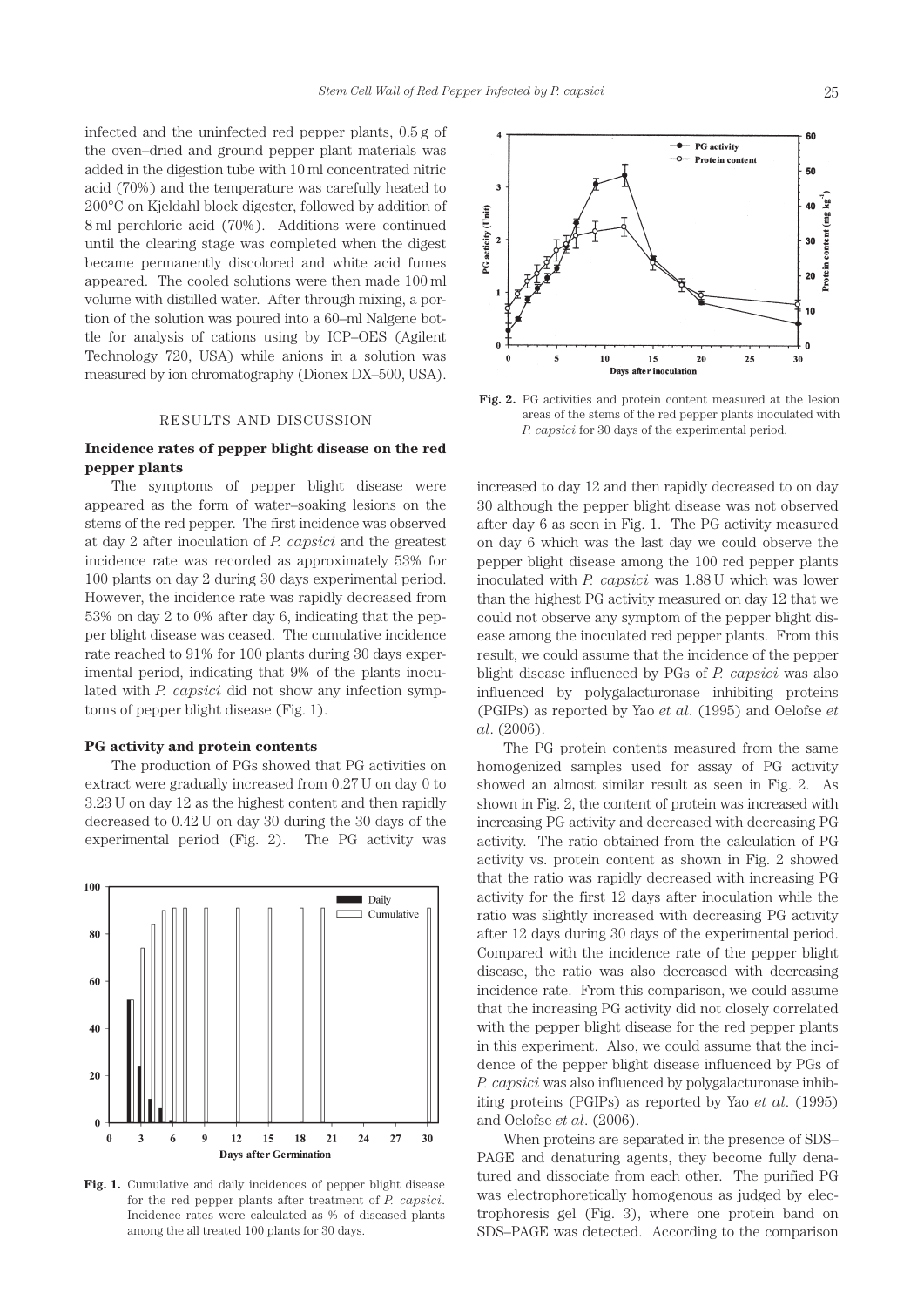infected and the uninfected red pepper plants, 0.5 g of the oven–dried and ground pepper plant materials was added in the digestion tube with 10 ml concentrated nitric acid (70%) and the temperature was carefully heated to 200°C on Kjeldahl block digester, followed by addition of 8 ml perchloric acid (70%). Additions were continued until the clearing stage was completed when the digest became permanently discolored and white acid fumes appeared. The cooled solutions were then made 100 ml volume with distilled water. After through mixing, a portion of the solution was poured into a 60–ml Nalgene bottle for analysis of cations using by ICP–OES (Agilent Technology 720, USA) while anions in a solution was measured by ion chromatography (Dionex DX–500, USA).

## RESULTS AND DISCUSSION

### Incidence rates of pepper blight disease on the red pepper plants

The symptoms of pepper blight disease were appeared as the form of water–soaking lesions on the stems of the red pepper. The first incidence was observed at day 2 after inoculation of *P. capsici* and the greatest incidence rate was recorded as approximately 53% for 100 plants on day 2 during 30 days experimental period. However, the incidence rate was rapidly decreased from 53% on day 2 to 0% after day 6, indicating that the pepper blight disease was ceased. The cumulative incidence rate reached to 91% for 100 plants during 30 days experimental period, indicating that 9% of the plants inoculated with *P. capsici* did not show any infection symptoms of pepper blight disease (Fig. 1).

### PG activity and protein contents

The production of PGs showed that PG activities on extract were gradually increased from 0.27 U on day 0 to 3.23 U on day 12 as the highest content and then rapidly decreased to 0.42 U on day 30 during the 30 days of the experimental period (Fig. 2). The PG activity was increased to day 12 and then rapidly decreased to on day 30 although the pepper blight disease was not observed after day 6 as seen in Fig. 1. The PG activity measured on day 6 which was the last day we could observe the pepper blight disease among the 100 red pepper plants inoculated with *P. capsici* was 1.88 U which was lower than the highest PG activity measured on day 12 that we could not observe any symptom of the pepper blight disease among the inoculated red pepper plants. From this result, we could assume that the incidence of the pepper blight disease influenced by PGs of *P. capsici* was also influenced by polygalacturonase inhibiting proteins (PGIPs) as reported by Yao *et al*. (1995) and Oelofse *et al*. (2006).

**Fig. 1.** Cumulative and daily incidences of pepper blight disease for the red pepper plants after treatment of *P. capsici*. Incidence rates were calculated as % of diseased plants among the all treated 100 plants for 30 days.

**Fig. 2.** PG activities and protein content measured at the lesion areas of the stems of the red pepper plants inoculated with *P. capsici* for 30 days of the experimental period.

The PG protein contents measured from the same homogenized samples used for assay of PG activity showed an almost similar result as seen in Fig. 2. As shown in Fig. 2, the content of protein was increased with increasing PG activity and decreased with decreasing PG activity. The ratio obtained from the calculation of PG activity vs. protein content as shown in Fig. 2 showed that the ratio was rapidly decreased with increasing PG activity for the first 12 days after inoculation while the ratio was slightly increased with decreasing PG activity after 12 days during 30 days of the experimental period. Compared with the incidence rate of the pepper blight disease, the ratio was also decreased with decreasing incidence rate. From this comparison, we could assume that the increasing PG activity did not closely correlated with the pepper blight disease for the red pepper plants in this experiment. Also, we could assume that the incidence of the pepper blight disease influenced by PGs of *P. capsici* was also influenced by polygalacturonase inhibiting proteins (PGIPs) as reported by Yao *et al*. (1995) and Oelofse *et al*. (2006).

When proteins are separated in the presence of SDS–PAGE and denaturing agents, they become fully denatured and dissociate from each other. The purified PG was electrophoretically homogenous as judged by electrophoresis gel (Fig. 3), where one protein band on SDS–PAGE was detected. According to the comparison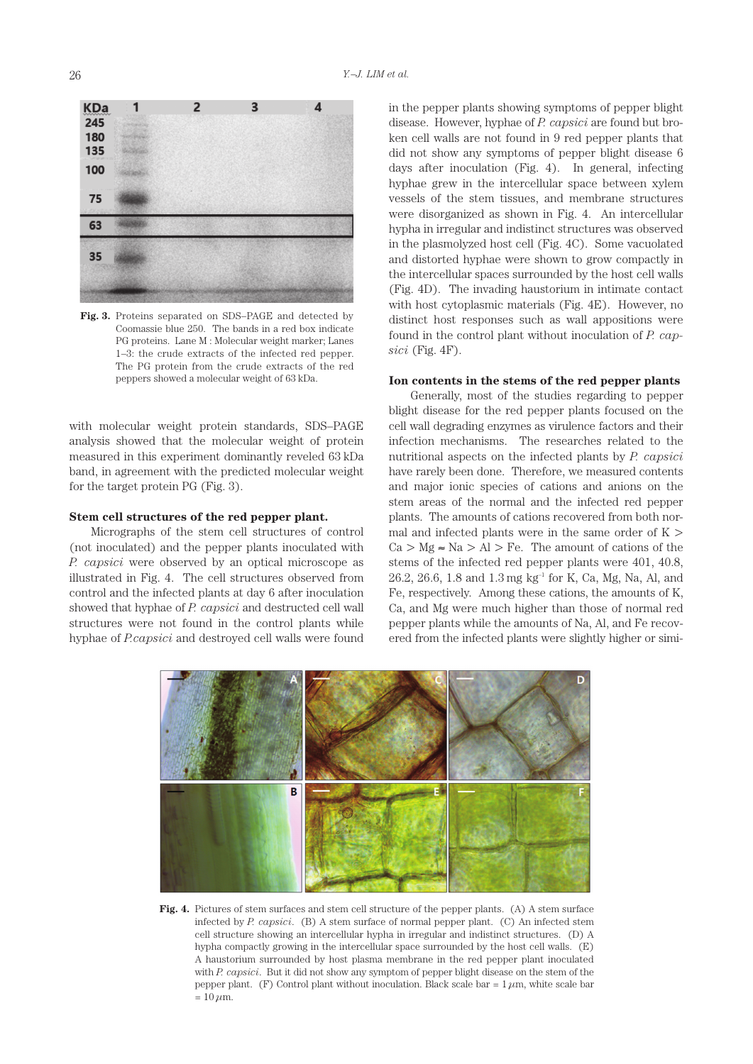Fig. 3. Proteins separated on SDS–PAGE and detected by Coomassie blue 250. The bands in a red box indicate PG proteins. Lane M : Molecular weight marker; Lanes 1–3: the crude extracts of the infected red pepper. The PG protein from the crude extracts of the red peppers showed a molecular weight of 63 kDa.

with molecular weight protein standards, SDS–PAGE analysis showed that the molecular weight of protein measured in this experiment dominantly reveled 63 kDa band, in agreement with the predicted molecular weight for the target protein PG (Fig. 3).

**Stem cell structures of the red pepper plant.**

Micrographs of the stem cell structures of control (not inoculated) and the pepper plants inoculated with *P. capsici* were observed by an optical microscope as illustrated in Fig. 4. The cell structures observed from control and the infected plants at day 6 after inoculation showed that hyphae of *P. capsici* and destructed cell wall structures were not found in the control plants while hyphae of *P. capsici* and destroyed cell walls were found in the pepper plants showing symptoms of pepper blight disease. However, hyphae of *P. capsici* are found but broken cell walls are not found in 9 red pepper plants that did not show any symptoms of pepper blight disease 6 days after inoculation (Fig. 4). In general, infecting hyphae grew in the intercellular space between xylem vessels of the stem tissues, and membrane structures were disorganized as shown in Fig. 4. An intercellular hypha in irregular and indistinct structures was observed in the plasmolyzed host cell (Fig. 4C). Some vacuolated and distorted hyphae were shown to grow compactly in the intercellular spaces surrounded by the host cell walls (Fig. 4D). The invading haustorium in intimate contact with host cytoplasmic materials (Fig. 4E). However, no distinct host responses such as wall appositions were found in the control plant without inoculation of *P. capsici* (Fig. 4F).

**Ion contents in the stems of the red pepper plants**

Generally, most of the studies regarding to pepper blight disease for the red pepper plants focused on the cell wall degrading enzymes as virulence factors and their infection mechanisms. The researches related to the nutritional aspects on the infected plants by *P. capsici* have rarely been done. Therefore, we measured contents and major ionic species of cations and anions on the stem areas of the normal and the infected red pepper plants. The amounts of cations recovered from both normal and infected plants were in the same order of K > Ca > Mg ≈ Na > Al > Fe. The amount of cations of the stems of the infected red pepper plants were 401, 40.8, 26.2, 26.6, 1.8 and 1.3 mg $kg^{-1}$ for K, Ca, Mg, Na, Al, and Fe, respectively. Among these cations, the amounts of K, Ca, and Mg were much higher than those of normal red pepper plants while the amounts of Na, Al, and Fe recovered from the infected plants were slightly higher or simi-

Fig. 4. Pictures of stem surfaces and stem cell structure of the pepper plants. (A) A stem surface infected by *P. capsici*. (B) A stem surface of normal pepper plant. (C) An infected stem cell structure showing an intercellular hypha in irregular and indistinct structures. (D) A hypha compactly growing in the intercellular space surrounded by the host cell walls. (E) A haustorium surrounded by host plasma membrane in the red pepper plant inoculated with *P. capsici*. But it did not show any symptom of pepper blight disease on the stem of the pepper plant. (F) Control plant without inoculation. Black scale bar = 1 $\mu$m, white scale bar = 10 $\mu$m.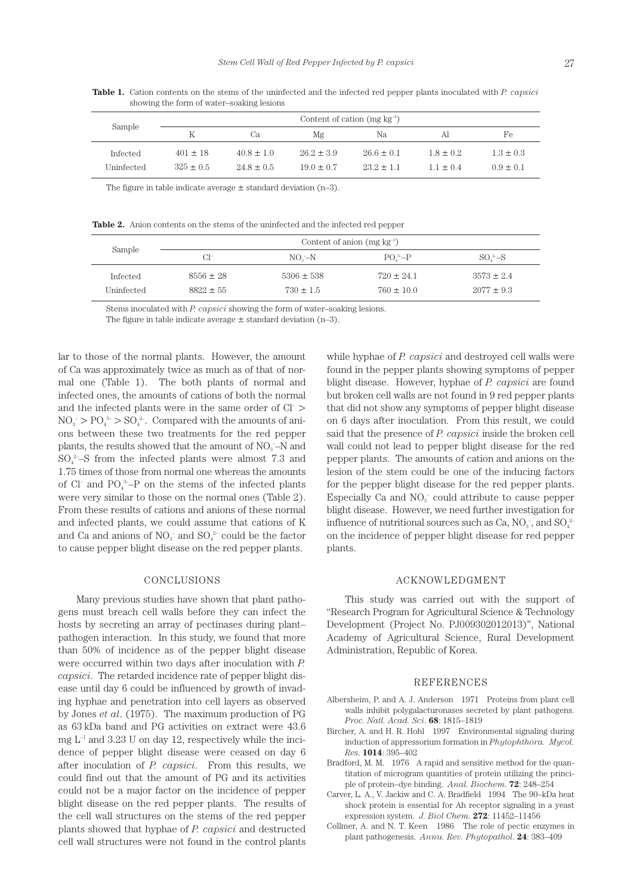**Table 1.** Cation contents on the stems of the uninfected and the infected red pepper plants inoculated with *P. capsici* showing the form of water–soaking lesions

| Sample | Content of cation (mg $kg^{-1}$) | | | | | |
|---|---|---|---|---|---|---|
| | K | Ca | Mg | Na | Al | Fe |
| Infected | 401 ± 18 | 40.8 ± 1.0 | 26.2 ± 3.9 | 26.6 ± 0.1 | 1.8 ± 0.2 | 1.3 ± 0.3 |
| Uninfected | 325 ± 0.5 | 24.8 ± 0.5 | 19.0 ± 0.7 | 23.2 ± 1.1 | 1.1 ± 0.4 | 0.9 ± 0.1 |

The figure in table indicate average ± standard deviation (n–3).

**Table 2.** Anion contents on the stems of the uninfected and the infected red pepper

| Sample | Content of anion (mg $kg^{-1}$) | | | |
|---|---|---|---|---|
| | $Cl^-$ | $NO_3^-$–N | $PO_4^{3-}$–P | $SO_4^{2-}$–S |
| Infected | 8556 ± 28 | 5306 ± 538 | 720 ± 24.1 | 3573 ± 2.4 |
| Uninfected | 8822 ± 55 | 730 ± 1.5 | 760 ± 10.0 | 2077 ± 9.3 |

Stems inoculated with *P. capsici* showing the form of water–soaking lesions.
The figure in table indicate average ± standard deviation (n–3).

lar to those of the normal plants. However, the amount of Ca was approximately twice as much as of that of normal one (Table 1). The both plants of normal and infected ones, the amounts of cations of both the normal and the infected plants were in the same order of $Cl^-$ > $NO_3^-$ > $PO_4^{3-}$ > $SO_4^{2-}$. Compared with the amounts of anions between these two treatments for the red pepper plants, the results showed that the amount of $NO_3^-$–N and $SO_4^{2-}$–S from the infected plants were almost 7.3 and 1.75 times of those from normal one whereas the amounts of $Cl^-$ and $PO_4^{3-}$–P on the stems of the infected plants were very similar to those on the normal ones (Table 2). From these results of cations and anions of these normal and infected plants, we could assume that cations of K and Ca and anions of $NO_3^-$ and $SO_4^{2-}$ could be the factor to cause pepper blight disease on the red pepper plants.

## CONCLUSIONS

Many previous studies have shown that plant pathogens must breach cell walls before they can infect the hosts by secreting an array of pectinases during plant–pathogen interaction. In this study, we found that more than 50% of incidence as of the pepper blight disease were occurred within two days after inoculation with *P. capsici*. The retarded incidence rate of pepper blight disease until day 6 could be influenced by growth of invading hyphae and penetration into cell layers as observed by Jones *et al*. (1975). The maximum production of PG as 63 kDa band and PG activities on extract were 43.6 mg $L^{-1}$ and 3.23 U on day 12, respectively while the incidence of pepper blight disease were ceased on day 6 after inoculation of *P. capsici*. From this results, we could find out that the amount of PG and its activities could not be a major factor on the incidence of pepper blight disease on the red pepper plants. The results of the cell wall structures on the stems of the red pepper plants showed that hyphae of *P. capsici* and destructed cell wall structures were not found in the control plants while hyphae of *P. capsici* and destroyed cell walls were found in the pepper plants showing symptoms of pepper blight disease. However, hyphae of *P. capsici* are found but broken cell walls are not found in 9 red pepper plants that did not show any symptoms of pepper blight disease on 6 days after inoculation. From this result, we could said that the presence of *P. capsici* inside the broken cell wall could not lead to pepper blight disease for the red pepper plants. The amounts of cation and anions on the lesion of the stem could be one of the inducing factors for the pepper blight disease for the red pepper plants. Especially Ca and $NO_3^-$ could attribute to cause pepper blight disease. However, we need further investigation for influence of nutritional sources such as Ca, $NO_3^-$, and $SO_4^{2-}$ on the incidence of pepper blight disease for red pepper plants.

## ACKNOWLEDGMENT

This study was carried out with the support of "Research Program for Agricultural Science & Technology Development (Project No. PJ009302012013)", National Academy of Agricultural Science, Rural Development Administration, Republic of Korea.

## REFERENCES

Albersheim, P. and A. J. Anderson 1971 Proteins from plant cell walls inhibit polygalacturonases secreted by plant pathogens. *Proc. Natl. Acad. Sci*. **68**: 1815–1819

Bircher, A. and H. R. Hohl 1997 Environmental signaling during induction of appressorium formation in *Phytophthora*. *Mycol. Res*. **1014**: 395–402

Bradford, M. M. 1976 A rapid and sensitive method for the quantitation of microgram quantities of protein utilizing the principle of protein–dye binding. *Anal. Biochem*. **72**: 248–254

Carver, L. A., V. Jackiw and C. A. Bradfield 1994 The 90–kDa heat shock protein is essential for Ah receptor signaling in a yeast expression system. *J. Biol Chem*. **272**: 11452–11456

Collmer, A. and N. T. Keen 1986 The role of pectic enzymes in plant pathogenesis. *Annu. Rev. Phytopathol*. **24**: 383–409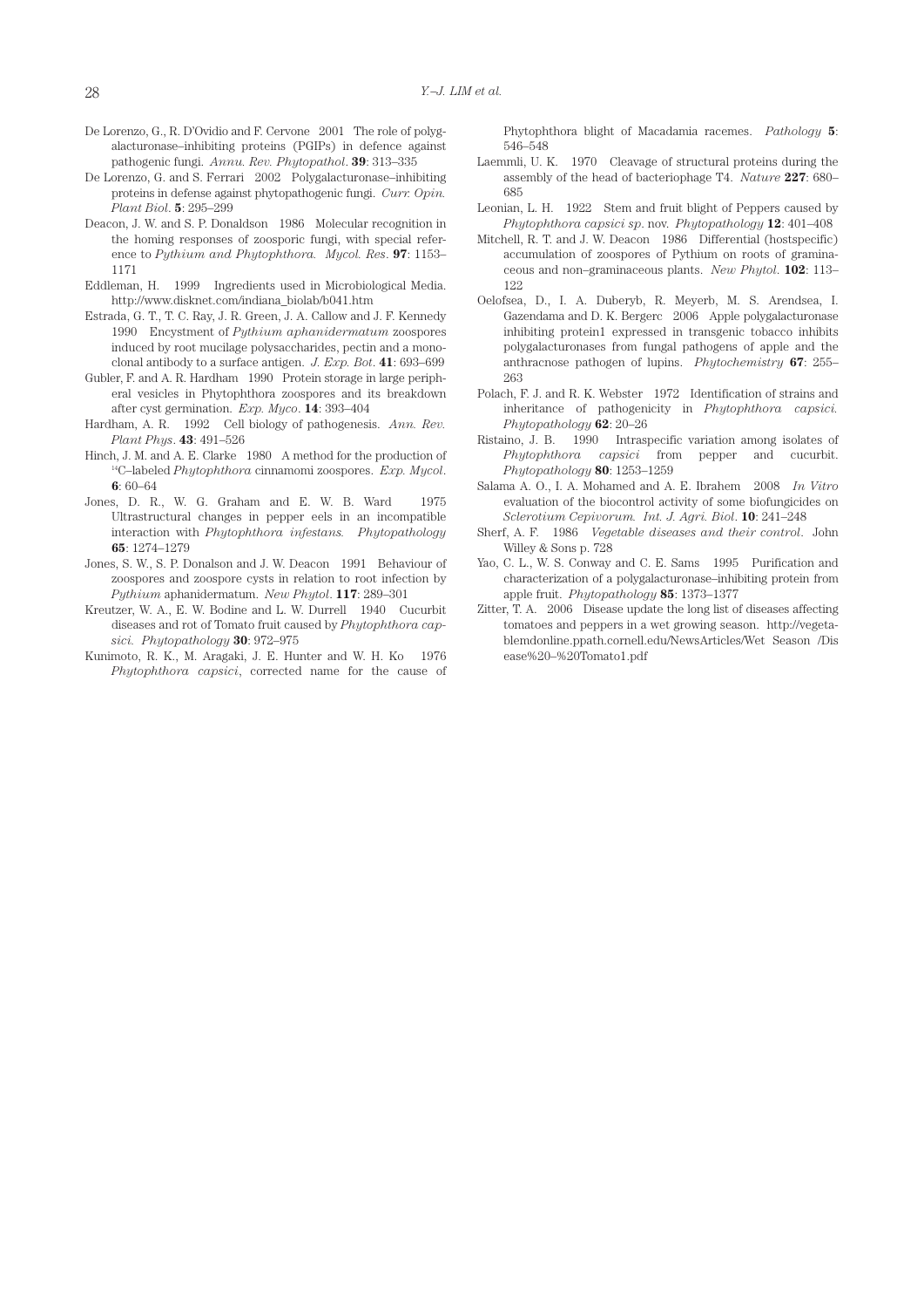De Lorenzo, G., R. D'Ovidio and F. Cervone 2001 The role of polygalacturonase–inhibiting proteins (PGIPs) in defence against pathogenic fungi. *Annu. Rev. Phytopathol.* **39**: 313–335

De Lorenzo, G. and S. Ferrari 2002 Polygalacturonase–inhibiting proteins in defense against phytopathogenic fungi. *Curr. Opin. Plant Biol.* **5**: 295–299

Deacon, J. W. and S. P. Donaldson 1986 Molecular recognition in the homing responses of zoosporic fungi, with special reference to *Pythium and Phytophthora*. *Mycol. Res.* **97**: 1153–1171

Eddleman, H. 1999 Ingredients used in Microbiological Media. http://www.disknet.com/indiana_biolab/b041.htm

Estrada, G. T., T. C. Ray, J. R. Green, J. A. Callow and J. F. Kennedy 1990 Encystment of *Pythium aphanidermatum* zoospores induced by root mucilage polysaccharides, pectin and a monoclonal antibody to a surface antigen. *J. Exp. Bot.* **41**: 693–699

Gubler, F. and A. R. Hardham 1990 Protein storage in large peripheral vesicles in Phytophthora zoospores and its breakdown after cyst germination. *Exp. Myco.* **14**: 393–404

Hardham, A. R. 1992 Cell biology of pathogenesis. *Ann. Rev. Plant Phys.* **43**: 491–526

Hinch, J. M. and A. E. Clarke 1980 A method for the production of $^{14}C$–labeled *Phytophthora* cinnamomi zoospores. *Exp. Mycol.* **6**: 60–64

Jones, D. R., W. G. Graham and E. W. B. Ward 1975 Ultrastructural changes in pepper eels in an incompatible interaction with *Phytophthora infestans*. *Phytopathology* **65**: 1274–1279

Jones, S. W., S. P. Donalson and J. W. Deacon 1991 Behaviour of zoospores and zoospore cysts in relation to root infection by *Pythium* aphanidermatum. *New Phytol.* **117**: 289–301

Kreutzer, W. A., E. W. Bodine and L. W. Durrell 1940 Cucurbit diseases and rot of Tomato fruit caused by *Phytophthora capsici*. *Phytopathology* **30**: 972–975

Kunimoto, R. K., M. Aragaki, J. E. Hunter and W. H. Ko 1976 *Phytophthora capsici*, corrected name for the cause of Phytophthora blight of Macadamia racemes. *Pathology* **5**: 546–548

Laemmli, U. K. 1970 Cleavage of structural proteins during the assembly of the head of bacteriophage T4. *Nature* **227**: 680–685

Leonian, L. H. 1922 Stem and fruit blight of Peppers caused by *Phytophthora capsici sp.* nov. *Phytopathology* **12**: 401–408

Mitchell, R. T. and J. W. Deacon 1986 Differential (hostspecific) accumulation of zoospores of Pythium on roots of graminaceous and non–graminaceous plants. *New Phytol.* **102**: 113–122

Oelofsea, D., I. A. Duberyb, R. Meyerb, M. S. Arendsea, I. Gazendama and D. K. Bergerc 2006 Apple polygalacturonase inhibiting protein1 expressed in transgenic tobacco inhibits polygalacturonases from fungal pathogens of apple and the anthracnose pathogen of lupins. *Phytochemistry* **67**: 255–263

Polach, F. J. and R. K. Webster 1972 Identification of strains and inheritance of pathogenicity in *Phytophthora capsici*. *Phytopathology* **62**: 20–26

Ristaino, J. B. 1990 Intraspecific variation among isolates of *Phytophthora capsici* from pepper and cucurbit. *Phytopathology* **80**: 1253–1259

Salama A. O., I. A. Mohamed and A. E. Ibrahem 2008 *In Vitro* evaluation of the biocontrol activity of some biofungicides on *Sclerotium Cepivorum*. *Int. J. Agri. Biol.* **10**: 241–248

Sherf, A. F. 1986 *Vegetable diseases and their control*. John Willey & Sons p. 728

Yao, C. L., W. S. Conway and C. E. Sams 1995 Purification and characterization of a polygalacturonase–inhibiting protein from apple fruit. *Phytopathology* **85**: 1373–1377

Zitter, T. A. 2006 Disease update the long list of diseases affecting tomatoes and peppers in a wet growing season. http://vegetablemdonline.ppath.cornell.edu/NewsArticles/Wet Season /Disease%20–%20Tomato1.pdf